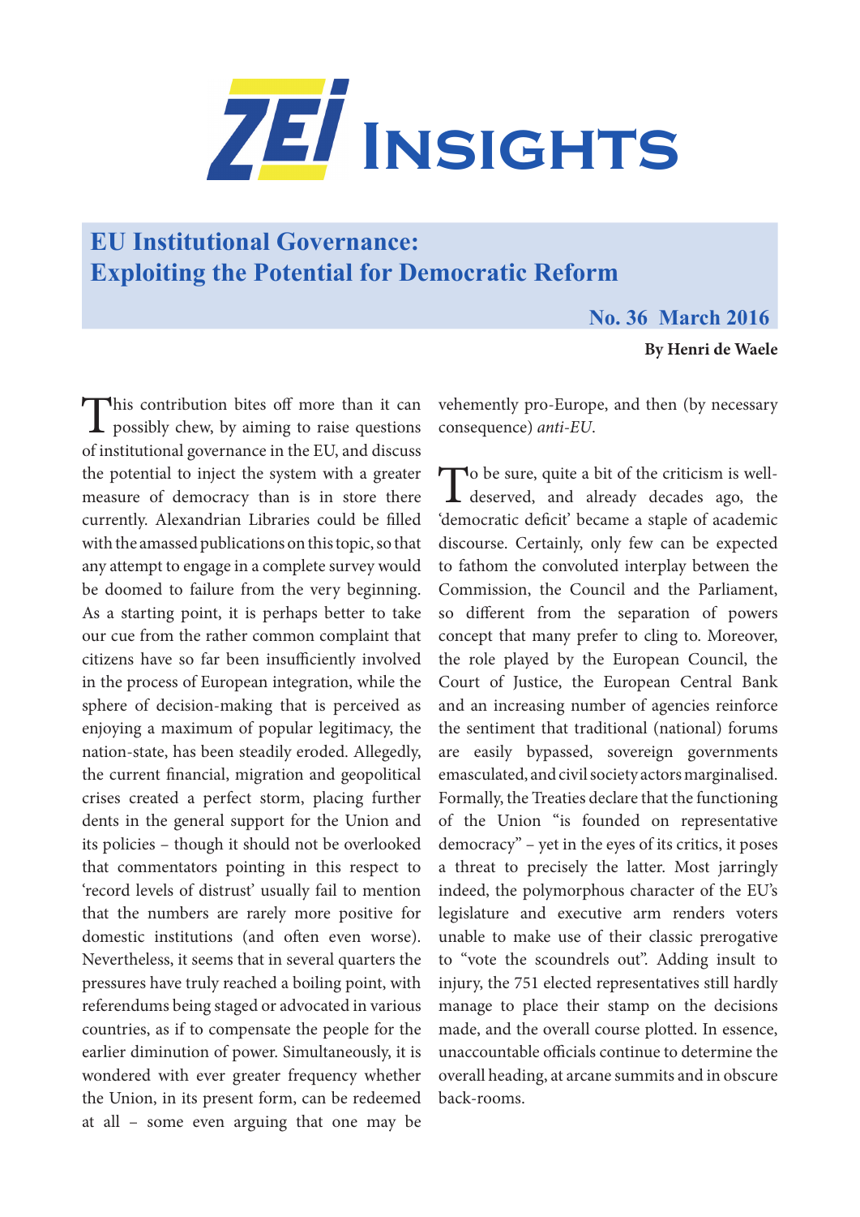# ZEI Insights

## EU Institutional Governance: Exploiting the Potential for Democratic Reform

**No. 36 March 2016**

**By Henri de Waele**

This contribution bites off more than it can possibly chew, by aiming to raise questions of institutional governance in the EU, and discuss the potential to inject the system with a greater measure of democracy than is in store there currently. Alexandrian Libraries could be filled with the amassed publications on this topic, so that any attempt to engage in a complete survey would be doomed to failure from the very beginning. As a starting point, it is perhaps better to take our cue from the rather common complaint that citizens have so far been insufficiently involved in the process of European integration, while the sphere of decision-making that is perceived as enjoying a maximum of popular legitimacy, the nation-state, has been steadily eroded. Allegedly, the current financial, migration and geopolitical crises created a perfect storm, placing further dents in the general support for the Union and its policies – though it should not be overlooked that commentators pointing in this respect to 'record levels of distrust' usually fail to mention that the numbers are rarely more positive for domestic institutions (and often even worse). Nevertheless, it seems that in several quarters the pressures have truly reached a boiling point, with referendums being staged or advocated in various countries, as if to compensate the people for the earlier diminution of power. Simultaneously, it is wondered with ever greater frequency whether the Union, in its present form, can be redeemed at all – some even arguing that one may be vehemently pro-Europe, and then (by necessary consequence) *anti-EU*.

To be sure, quite a bit of the criticism is well-deserved, and already decades ago, the 'democratic deficit' became a staple of academic discourse. Certainly, only few can be expected to fathom the convoluted interplay between the Commission, the Council and the Parliament, so different from the separation of powers concept that many prefer to cling to. Moreover, the role played by the European Council, the Court of Justice, the European Central Bank and an increasing number of agencies reinforce the sentiment that traditional (national) forums are easily bypassed, sovereign governments emasculated, and civil society actors marginalised. Formally, the Treaties declare that the functioning of the Union "is founded on representative democracy" – yet in the eyes of its critics, it poses a threat to precisely the latter. Most jarringly indeed, the polymorphous character of the EU's legislature and executive arm renders voters unable to make use of their classic prerogative to "vote the scoundrels out". Adding insult to injury, the 751 elected representatives still hardly manage to place their stamp on the decisions made, and the overall course plotted. In essence, unaccountable officials continue to determine the overall heading, at arcane summits and in obscure back-rooms.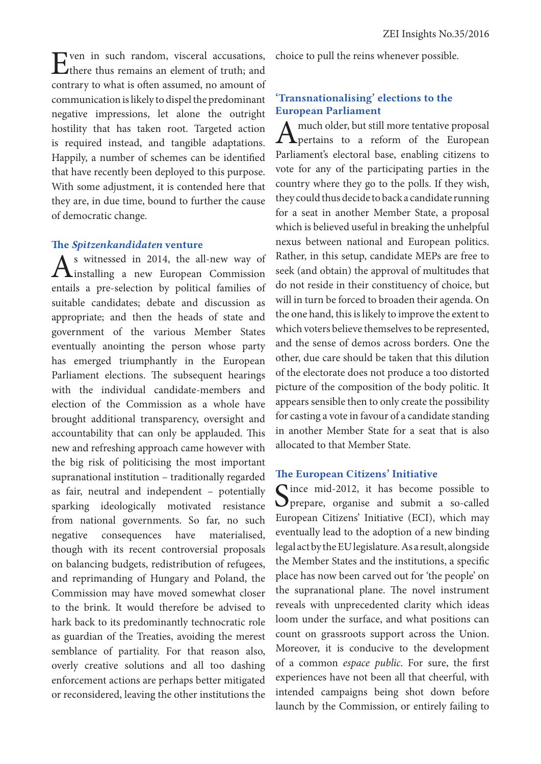Even in such random, visceral accusations, there thus remains an element of truth; and contrary to what is often assumed, no amount of communication is likely to dispel the predominant negative impressions, let alone the outright hostility that has taken root. Targeted action is required instead, and tangible adaptations. Happily, a number of schemes can be identified that have recently been deployed to this purpose. With some adjustment, it is contended here that they are, in due time, bound to further the cause of democratic change.

### The *Spitzenkandidaten* venture

As witnessed in 2014, the all-new way of installing a new European Commission entails a pre-selection by political families of suitable candidates; debate and discussion as appropriate; and then the heads of state and government of the various Member States eventually anointing the person whose party has emerged triumphantly in the European Parliament elections. The subsequent hearings with the individual candidate-members and election of the Commission as a whole have brought additional transparency, oversight and accountability that can only be applauded. This new and refreshing approach came however with the big risk of politicising the most important supranational institution – traditionally regarded as fair, neutral and independent – potentially sparking ideologically motivated resistance from national governments. So far, no such negative consequences have materialised, though with its recent controversial proposals on balancing budgets, redistribution of refugees, and reprimanding of Hungary and Poland, the Commission may have moved somewhat closer to the brink. It would therefore be advised to hark back to its predominantly technocratic role as guardian of the Treaties, avoiding the merest semblance of partiality. For that reason also, overly creative solutions and all too dashing enforcement actions are perhaps better mitigated or reconsidered, leaving the other institutions the choice to pull the reins whenever possible.

### 'Transnationalising' elections to the European Parliament

A much older, but still more tentative proposal pertains to a reform of the European Parliament's electoral base, enabling citizens to vote for any of the participating parties in the country where they go to the polls. If they wish, they could thus decide to back a candidate running for a seat in another Member State, a proposal which is believed useful in breaking the unhelpful nexus between national and European politics. Rather, in this setup, candidate MEPs are free to seek (and obtain) the approval of multitudes that do not reside in their constituency of choice, but will in turn be forced to broaden their agenda. On the one hand, this is likely to improve the extent to which voters believe themselves to be represented, and the sense of demos across borders. One the other, due care should be taken that this dilution of the electorate does not produce a too distorted picture of the composition of the body politic. It appears sensible then to only create the possibility for casting a vote in favour of a candidate standing in another Member State for a seat that is also allocated to that Member State.

### The European Citizens' Initiative

Since mid-2012, it has become possible to prepare, organise and submit a so-called European Citizens' Initiative (ECI), which may eventually lead to the adoption of a new binding legal act by the EU legislature. As a result, alongside the Member States and the institutions, a specific place has now been carved out for 'the people' on the supranational plane. The novel instrument reveals with unprecedented clarity which ideas loom under the surface, and what positions can count on grassroots support across the Union. Moreover, it is conducive to the development of a common *espace public*. For sure, the first experiences have not been all that cheerful, with intended campaigns being shot down before launch by the Commission, or entirely failing to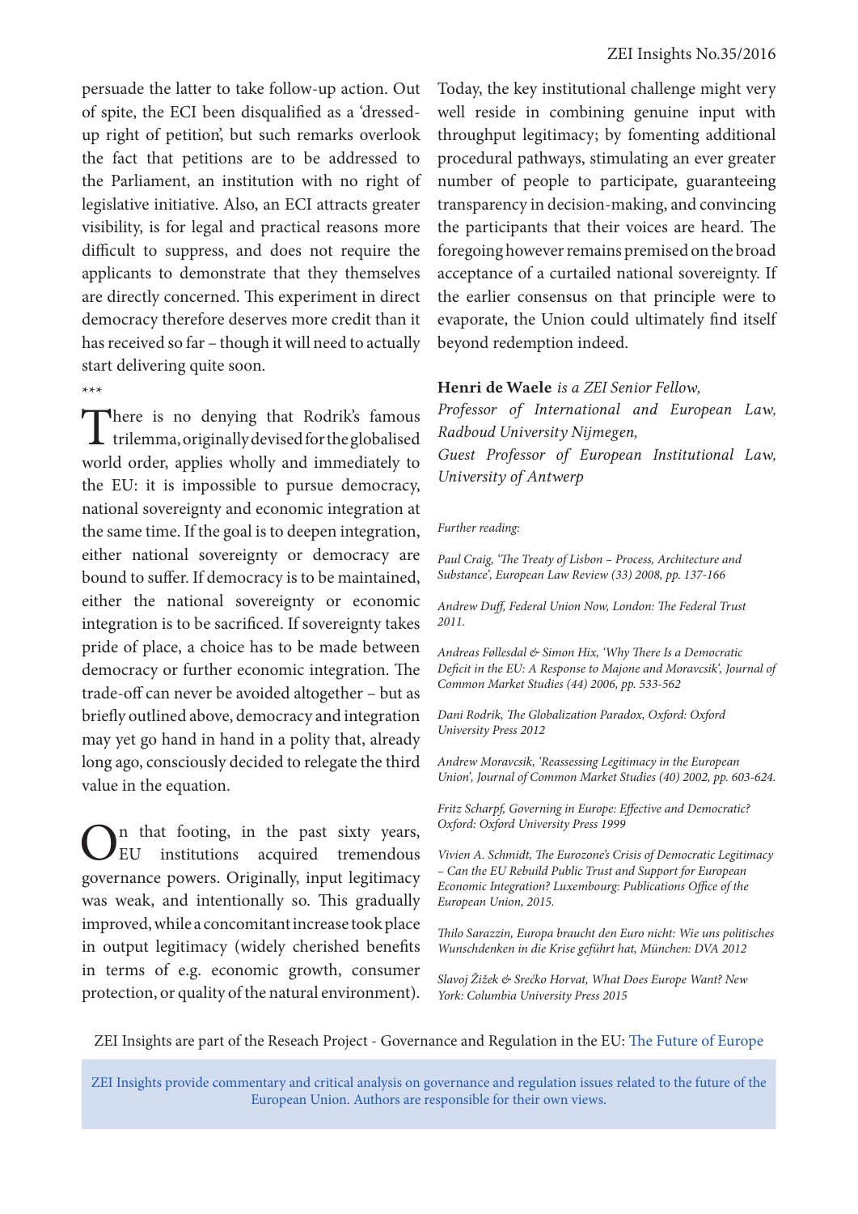persuade the latter to take follow-up action. Out of spite, the ECI been disqualified as a 'dressed-up right of petition', but such remarks overlook the fact that petitions are to be addressed to the Parliament, an institution with no right of legislative initiative. Also, an ECI attracts greater visibility, is for legal and practical reasons more difficult to suppress, and does not require the applicants to demonstrate that they themselves are directly concerned. This experiment in direct democracy therefore deserves more credit than it has received so far – though it will need to actually start delivering quite soon.

***

There is no denying that Rodrik's famous trilemma, originally devised for the globalised world order, applies wholly and immediately to the EU: it is impossible to pursue democracy, national sovereignty and economic integration at the same time. If the goal is to deepen integration, either national sovereignty or democracy are bound to suffer. If democracy is to be maintained, either the national sovereignty or economic integration is to be sacrificed. If sovereignty takes pride of place, a choice has to be made between democracy or further economic integration. The trade-off can never be avoided altogether – but as briefly outlined above, democracy and integration may yet go hand in hand in a polity that, already long ago, consciously decided to relegate the third value in the equation.

On that footing, in the past sixty years, EU institutions acquired tremendous governance powers. Originally, input legitimacy was weak, and intentionally so. This gradually improved, while a concomitant increase took place in output legitimacy (widely cherished benefits in terms of e.g. economic growth, consumer protection, or quality of the natural environment). Today, the key institutional challenge might very well reside in combining genuine input with throughput legitimacy; by fomenting additional procedural pathways, stimulating an ever greater number of people to participate, guaranteeing transparency in decision-making, and convincing the participants that their voices are heard. The foregoing however remains premised on the broad acceptance of a curtailed national sovereignty. If the earlier consensus on that principle were to evaporate, the Union could ultimately find itself beyond redemption indeed.

**Henri de Waele** *is a ZEI Senior Fellow,*
*Professor of International and European Law, Radboud University Nijmegen,*
*Guest Professor of European Institutional Law, University of Antwerp*

*Further reading:*

*Paul Craig, 'The Treaty of Lisbon – Process, Architecture and Substance', European Law Review (33) 2008, pp. 137-166*

*Andrew Duff, Federal Union Now, London: The Federal Trust 2011.*

*Andreas Føllesdal & Simon Hix, 'Why There Is a Democratic Deficit in the EU: A Response to Majone and Moravcsik', Journal of Common Market Studies (44) 2006, pp. 533-562*

*Dani Rodrik, The Globalization Paradox, Oxford: Oxford University Press 2012*

*Andrew Moravcsik, 'Reassessing Legitimacy in the European Union', Journal of Common Market Studies (40) 2002, pp. 603-624.*

*Fritz Scharpf, Governing in Europe: Effective and Democratic? Oxford: Oxford University Press 1999*

*Vivien A. Schmidt, The Eurozone's Crisis of Democratic Legitimacy – Can the EU Rebuild Public Trust and Support for European Economic Integration? Luxembourg: Publications Office of the European Union, 2015.*

*Thilo Sarazzin, Europa braucht den Euro nicht: Wie uns politisches Wunschdenken in die Krise geführt hat, München: DVA 2012*

*Slavoj Žižek & Srećko Horvat, What Does Europe Want? New York: Columbia University Press 2015*

ZEI Insights are part of the Reseach Project - Governance and Regulation in the EU: The Future of Europe

ZEI Insights provide commentary and critical analysis on governance and regulation issues related to the future of the European Union. Authors are responsible for their own views.